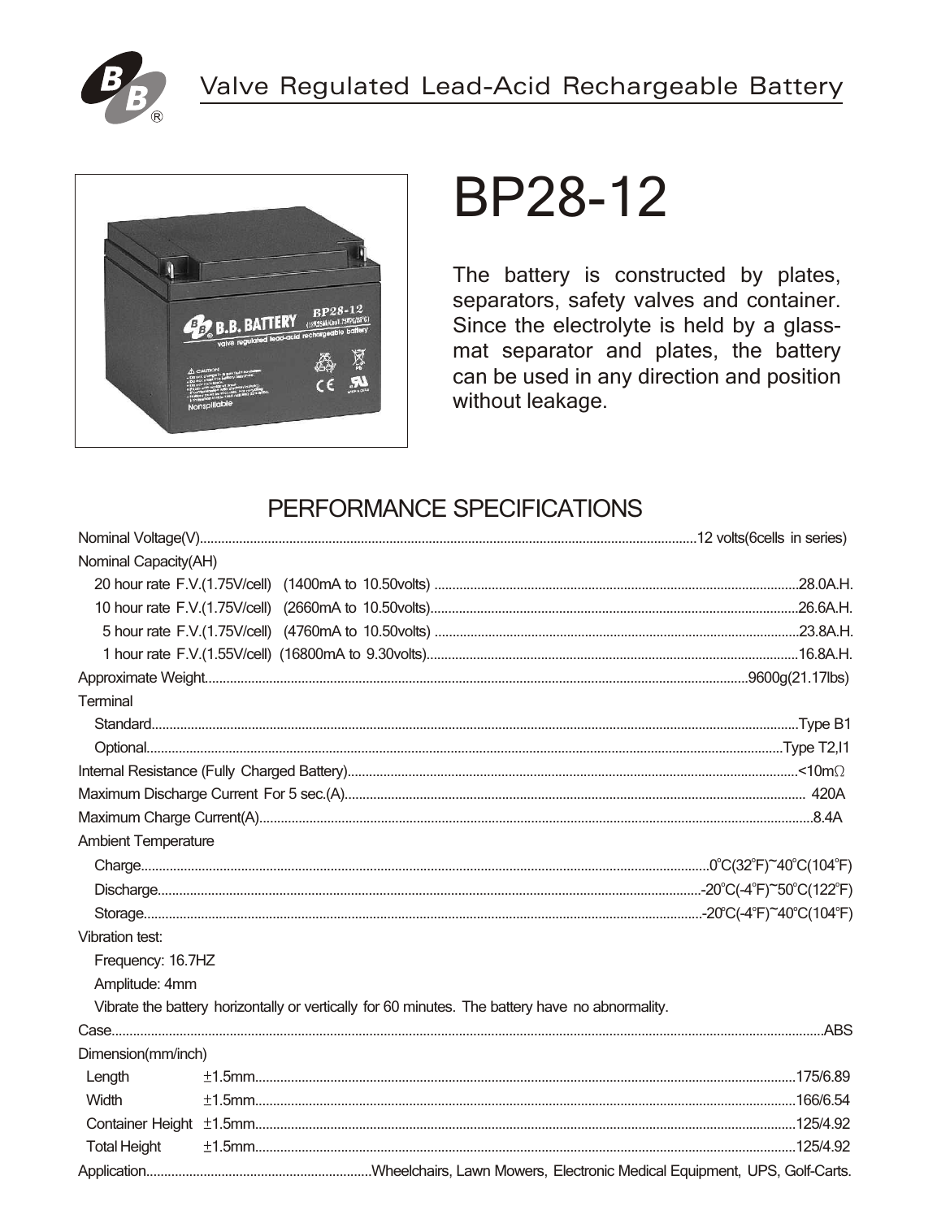Valve Regulated Lead-Acid Rechargeable Battery

# BP28-12

The battery is constructed by plates, separators, safety valves and container. Since the electrolyte is held by a glass-mat separator and plates, the battery can be used in any direction and position without leakage.

## PERFORMANCE SPECIFICATIONS

Nominal Voltage(V)........................12 volts(6cells in series)

Nominal Capacity(AH)

- 20 hour rate F.V.(1.75V/cell) (1400mA to 10.50volts) ........................28.0A.H.
- 10 hour rate F.V.(1.75V/cell) (2660mA to 10.50volts)........................26.6A.H.
- 5 hour rate F.V.(1.75V/cell) (4760mA to 10.50volts) ........................23.8A.H.
- 1 hour rate F.V.(1.55V/cell) (16800mA to 9.30volts)........................16.8A.H.

Approximate Weight........................9600g(21.17lbs)

Terminal

- Standard........................Type B1
- Optional........................Type T2,I1

Internal Resistance (Fully Charged Battery)........................<10mΩ

Maximum Discharge Current For 5 sec.(A)........................420A

Maximum Charge Current(A)........................8.4A

Ambient Temperature

- Charge........................0°C(32°F)~40°C(104°F)
- Discharge........................-20°C(-4°F)~50°C(122°F)
- Storage........................-20°C(-4°F)~40°C(104°F)

Vibration test:

- Frequency: 16.7HZ
- Amplitude: 4mm
- Vibrate the battery horizontally or vertically for 60 minutes. The battery have no abnormality.

Case........................ABS

Dimension(mm/inch)

| | Tolerance | Value |
|---|---|---|
| Length | ±1.5mm | 175/6.89 |
| Width | ±1.5mm | 166/6.54 |
| Container Height | ±1.5mm | 125/4.92 |
| Total Height | ±1.5mm | 125/4.92 |

Application........................Wheelchairs, Lawn Mowers, Electronic Medical Equipment, UPS, Golf-Carts.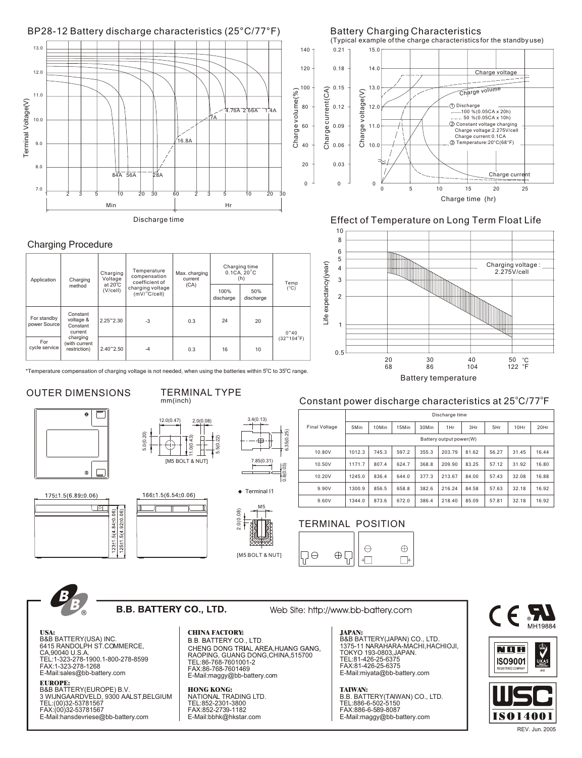## BP28-12 Battery discharge characteristics (25°C/77°F)

Terminal Voltage(V)

13.0
12.0
11.0
10.0
9.0
8.0
7.0

4.76A 2.66A 1.4A
7A
16.8A
84A 56A 28A

1 2 3 5 10 20 30 60 2 3 5 10 20 30

Min Hr

Discharge time

## Battery Charging Characteristics

(Typical example of the charge characteristics for the standby use)

Charge volume(%): 140, 120, 100, 80, 60, 40, 20, 0

Charge current(CA): 0.21, 0.18, 0.15, 0.12, 0.09, 0.06, 0.03, 0

Charge voltage(V): 15.0, 14.0, 13.0, 12.0, 11.0, 10.0, 0

Charge voltage
Charge volume

① Discharge
100 %(0.05CA x 20h)
50 %(0.05CA x 10h)
② Constant voltage charging
Charge voltage:2.275V/cell
Charge current:0.1CA
③ Temperature:20°C(68°F)

Charge current

0 5 10 15 20 25

Charge time (hr)

## Charging Procedure

| Application | Charging method | Charging Voltage at 20°C (V/cell) | Temperature compensation coefficient of charging voltage (mV/°C/cell) | Max. charging current (CA) | Charging time 0.1CA, 20°C (h) | | Temp (°C) |
|---|---|---|---|---|---|---|---|
| | | | | | 100% discharge | 50% discharge | |
| For standby power Source | Constant voltage & Constant current charging (with current restriction) | 2.25~2.30 | -3 | 0.3 | 24 | 20 | 0~40 (32~104°F) |
| For cycle service | | 2.40~2.50 | -4 | 0.3 | 16 | 10 | |

*Temperature compensation of charging voltage is not needed, when using the batteries within 5°C to 35°C range.

## Effect of Temperature on Long Term Float Life

Life expectancy(year)

10, 8, 6, 5, 4, 3, 2, 1, 0.5

Charging voltage : 2.275V/cell

20 68
30 86
40 104
50 122
°C °F

Battery temperature

## OUTER DIMENSIONS

175±1.5(6.89±0.06)

166±1.5(6.54±0.06)

123±1.5(4.84±0.06)

125±1.5(4.92±0.06)

## TERMINAL TYPE

mm(inch)

12.0(0.47) 2.0(0.08)

5.0(0.20) 11.0(0.43) 5.5(0.22)

[M5 BOLT & NUT]

3.4(0.13)

6.35(0.25)

7.85(0.31)

0.8(0.03)

◆ Terminal I1

M5

2.0(0.08)

[M5 BOLT & NUT]

## Constant power discharge characteristics at 25°C/77°F

| Final Voltage | Discharge time | | | | | | | | |
|---|---|---|---|---|---|---|---|---|---|
| | 5Min | 10Min | 15Min | 30Min | 1Hr | 3Hr | 5Hr | 10Hr | 20Hr |
| | Battery output power(W) | | | | | | | | |
| 10.80V | 1012.3 | 745.3 | 597.2 | 355.3 | 203.79 | 81.62 | 56.27 | 31.45 | 16.44 |
| 10.50V | 1171.7 | 807.4 | 624.7 | 368.8 | 209.90 | 83.25 | 57.12 | 31.92 | 16.80 |
| 10.20V | 1245.0 | 836.4 | 644.0 | 377.3 | 213.67 | 84.00 | 57.43 | 32.08 | 16.88 |
| 9.90V | 1300.9 | 856.5 | 658.8 | 382.6 | 216.24 | 84.58 | 57.63 | 32.18 | 16.92 |
| 9.60V | 1344.0 | 873.6 | 672.0 | 386.4 | 218.40 | 85.09 | 57.81 | 32.18 | 16.92 |

## TERMINAL POSITION

**B.B. BATTERY CO., LTD.** Web Site: http://www.bb-battery.com

**USA:**
B&B BATTERY(USA) INC.
6415 RANDOLPH ST.COMMERCE,
CA,90040 U.S.A.
TEL:1-323-278-1900.1-800-278-8599
FAX:1-323-278-1268
E-Mail:sales@bb-battery.com

**EUROPE:**
B&B BATTERY(EUROPE) B.V.
3 WIJNGAARDVELD, 9300 AALST,BELGIUM
TEL:(00)32-53781567
FAX:(00)32-53781567
E-Mail:hansdevriese@bb-battery.com

**CHINA FACTORY:**
B.B. BATTERY CO., LTD.
CHENG DONG TRIAL AREA,HUANG GANG,
RAOPING, GUANG DONG,CHINA,515700
TEL:86-768-7601001-2
FAX:86-768-7601469
E-Mail:maggy@bb-battery.com

**HONG KONG:**
NATIONAL TRADING LTD.
TEL:852-2301-3800
FAX:852-2739-1182
E-Mail:bbhk@hkstar.com

**JAPAN:**
B&B BATTERY(JAPAN) CO., LTD.
1375-11 NARAHARA-MACHI,HACHIOJI,
TOKYO 193-0803,JAPAN.
TEL:81-426-25-6375
FAX:81-426-25-6375
E-Mail:miyata@bb-battery.com

**TAIWAN:**
B.B. BATTERY(TAIWAN) CO., LTD.
TEL:886-6-502-5150
FAX:886-6-589-8087
E-Mail:maggy@bb-battery.com

MH19884

ISO9001

ISO14001

REV. Jun. 2005